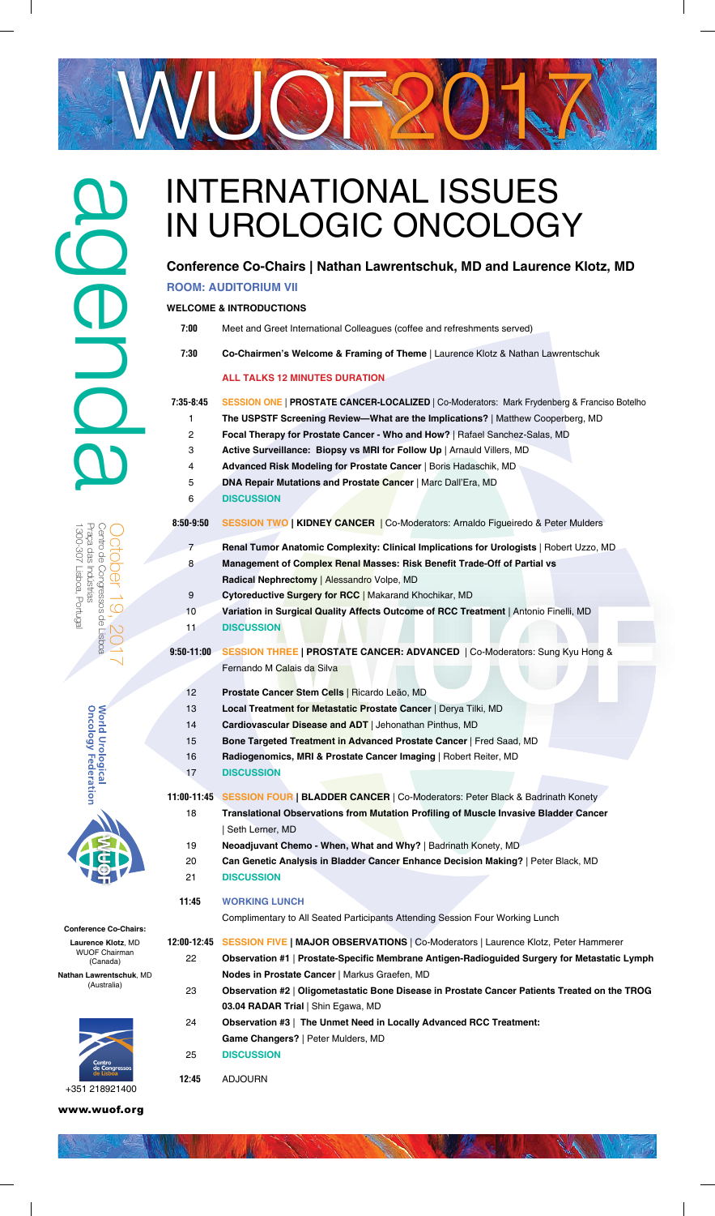# WUOF2017

# INTERNATIONAL ISSUES IN UROLOGIC ONCOLOGY

agenda

October 19, 2017
Centro de Congressos de Lisboa
Praça das Indústrias
1300-307 Lisboa, Portugal

**World Urological Oncology Federation**

**Conference Co-Chairs:**
**Laurence Klotz**, MD
WUOF Chairman
(Canada)
**Nathan Lawrentschuk**, MD
(Australia)

+351 218921400

**www.wuof.org**

### Conference Co-Chairs | Nathan Lawrentschuk, MD and Laurence Klotz, MD

**ROOM: AUDITORIUM VII**

**WELCOME & INTRODUCTIONS**

| | |
|---|---|
| **7:00** | Meet and Greet International Colleagues (coffee and refreshments served) |
| **7:30** | **Co-Chairmen's Welcome & Framing of Theme** \| Laurence Klotz & Nathan Lawrentschuk |
| | **ALL TALKS 12 MINUTES DURATION** |
| **7:35-8:45** | **SESSION ONE \| PROSTATE CANCER-LOCALIZED** \| Co-Moderators: Mark Frydenberg & Franciso Botelho |
| 1 | **The USPSTF Screening Review—What are the Implications?** \| Matthew Cooperberg, MD |
| 2 | **Focal Therapy for Prostate Cancer - Who and How?** \| Rafael Sanchez-Salas, MD |
| 3 | **Active Surveillance: Biopsy vs MRI for Follow Up** \| Arnauld Villers, MD |
| 4 | **Advanced Risk Modeling for Prostate Cancer** \| Boris Hadaschik, MD |
| 5 | **DNA Repair Mutations and Prostate Cancer** \| Marc Dall'Era, MD |
| 6 | **DISCUSSION** |
| **8:50-9:50** | **SESSION TWO \| KIDNEY CANCER** \| Co-Moderators: Arnaldo Figueiredo & Peter Mulders |
| 7 | **Renal Tumor Anatomic Complexity: Clinical Implications for Urologists** \| Robert Uzzo, MD |
| 8 | **Management of Complex Renal Masses: Risk Benefit Trade-Off of Partial vs Radical Nephrectomy** \| Alessandro Volpe, MD |
| 9 | **Cytoreductive Surgery for RCC** \| Makarand Khochikar, MD |
| 10 | **Variation in Surgical Quality Affects Outcome of RCC Treatment** \| Antonio Finelli, MD |
| 11 | **DISCUSSION** |
| **9:50-11:00** | **SESSION THREE \| PROSTATE CANCER: ADVANCED** \| Co-Moderators: Sung Kyu Hong & Fernando M Calais da Silva |
| 12 | **Prostate Cancer Stem Cells** \| Ricardo Leão, MD |
| 13 | **Local Treatment for Metastatic Prostate Cancer** \| Derya Tilki, MD |
| 14 | **Cardiovascular Disease and ADT** \| Jehonathan Pinthus, MD |
| 15 | **Bone Targeted Treatment in Advanced Prostate Cancer** \| Fred Saad, MD |
| 16 | **Radiogenomics, MRI & Prostate Cancer Imaging** \| Robert Reiter, MD |
| 17 | **DISCUSSION** |
| **11:00-11:45** | **SESSION FOUR \| BLADDER CANCER** \| Co-Moderators: Peter Black & Badrinath Konety |
| 18 | **Translational Observations from Mutation Profiling of Muscle Invasive Bladder Cancer** \| Seth Lerner, MD |
| 19 | **Neoadjuvant Chemo - When, What and Why?** \| Badrinath Konety, MD |
| 20 | **Can Genetic Analysis in Bladder Cancer Enhance Decision Making?** \| Peter Black, MD |
| 21 | **DISCUSSION** |
| **11:45** | **WORKING LUNCH** |
| | Complimentary to All Seated Participants Attending Session Four Working Lunch |
| **12:00-12:45** | **SESSION FIVE \| MAJOR OBSERVATIONS** \| Co-Moderators \| Laurence Klotz, Peter Hammerer |
| 22 | **Observation #1** \| **Prostate-Specific Membrane Antigen-Radioguided Surgery for Metastatic Lymph Nodes in Prostate Cancer** \| Markus Graefen, MD |
| 23 | **Observation #2** \| **Oligometastatic Bone Disease in Prostate Cancer Patients Treated on the TROG 03.04 RADAR Trial** \| Shin Egawa, MD |
| 24 | **Observation #3** \| **The Unmet Need in Locally Advanced RCC Treatment: Game Changers?** \| Peter Mulders, MD |
| 25 | **DISCUSSION** |
| **12:45** | ADJOURN |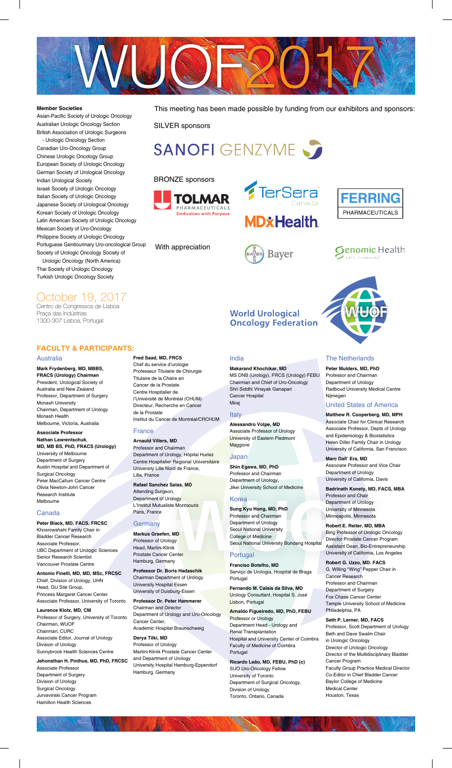# WUOF2017

**Member Societies**

Asian-Pacific Society of Urologic Oncology
Australian Urologic Oncology Section
British Association of Urologic Surgeons
- Urologic Oncology Section
Canadian Uro-Oncology Group
Chinese Urologic Oncology Group
European Society of Urologic Oncology
German Society of Urological Oncology
Indian Urological Society
Israeli Society of Urologic Oncology
Italian Society of Urologic Oncology
Japanese Society of Urological Oncology
Korean Society of Urologic Oncology
Latin American Society of Urologic Oncology
Mexican Society of Uro-Oncology
Philippine Society of Urologic Oncology
Portuguese Genitourinary Uro-oncological Group
Society of Urologic Oncology Society of
Urologic Oncology (North America)
Thai Society of Urologic Oncology
Turkish Urologic Oncology Society

This meeting has been made possible by funding from our exhibitors and sponsors:

SILVER sponsors

SANOFI GENZYME

BRONZE sponsors

TOLMAR PHARMACEUTICALS Dedication with Purpose

TerSera Canada

MDxHealth

FERRING PHARMACEUTICALS

With appreciation

Bayer

Genomic Health

## October 19, 2017

Centro de Congressos de Lisboa
Praça das Indústrias
1300-307 Lisboa, Portugal

World Urological Oncology Federation

WUOF

## FACULTY & PARTICIPANTS:

### Australia

**Mark Frydenberg, MD, MBBS, FRACS (Urology) Chairman**
President, Urological Society of Australia and New Zealand
Professor, Department of Surgery
Monash University
Chairman, Department of Urology
Monash Health
Melbourne, Victoria, Australia

**Associate Professor Nathan Lawrentschuk, MD, MB BS, PhD, FRACS (Urology)**
University of Melbourne
Department of Surgery
Austin Hospital and Department of Surgical Oncology
Peter MacCallum Cancer Centre
Olivia Newton-John Cancer Research Institute
Melbourne

### Canada

**Peter Black, MD, FACS, FRCSC**
Khosrowshahi Family Chair in Bladder Cancer Research
Associate Professor,
UBC Department of Urologic Sciences
Senior Research Scientist
Vancouver Prostate Centre

**Antonio Finelli, MD, MD, MSc, FRCSC**
Chief, Division of Urology, UHN
Head, GU Site Group,
Princess Margaret Cancer Center
Associate Professor, University of Toronto

**Laurence Klotz, MD, CM**
Professor of Surgery, University of Toronto
Chairman, WUOF
Chairman, CURC
Associate Editor, Journal of Urology
Division of Urology
Sunnybrook Health Sciences Centre

**Jehonathan H. Pinthus, MD, PhD, FRCSC**
Associate Professor
Department of Surgery
Division of Urology
Surgical Oncology
Jurvavinski Cancer Program
Hamilton Health Sciences

**Fred Saad, MD, FRCS**
Chef du service d'urologie
Professeur Titulaire de Chirurgie
Titulaire de la Chaire en
Cancer de la Prostate
Centre Hospitalier de
l'Université de Montréal (CHUM)
Directeur, Recherche en Cancer
de la Prostate
Institut du Cancer de Montréal/CRCHUM

### France

**Arnauld Villers, MD**
Professor and Chairman
Department of Urology, Hôpital Huriez
Centre Hospitalier Regional Universitaire
University Lille Nord de France,
Lille, France

**Rafael Sanchez Salas, MD**
Attending Surgeon,
Department of Urology
L'Institut Mutualiste Montsouris
Paris, France

### Germany

**Markus Graefen, MD**
Professor of Urology
Head, Martini-Klinik
Prostate Cancer Center
Hamburg, Germany

**Professor Dr. Boris Hadaschik**
Chairman Department of Urology
University Hospital Essen
University of Duisburg-Essen

**Professor Dr. Peter Hammerer**
Chairman and Director
Department of Urology and Uro-Oncology
Academic Hospital Braunschweig

**Derya Tilki, MD**
Professor of Urology
Martini-Klinik Prostate Cancer Center
and Department of Urology
University Hospital Hamburg-Eppendorf
Hamburg, Germany

### India

**Makarand Khochikar, MD**
MS DNB (Urology), FRCS (Urology) FEBU
Chairman and Chief of Uro-Oncology
Shri Siddhi Vinayak Ganapari
Cancer Hospital
Miraj

### Italy

**Alessandro Volpe, MD**
Associate Professor of Urology
University of Eastern Piedmont
Maggiore

### Japan

**Shin Egawa, MD, PhD**
Professor and Chairman
Department of Urology,
Jikei University School of Medicine

### Korea

**Sung Kyu Hong, MD, PhD**
Professor and Chairman
Department of Urology
Seoul National University
College of Medicine
Seoul National University Bundang Hospital

### Portugal

**Franciso Botelho, MD**
Serviço de Urologia, Hospital de Braga
Portugal

**Fernando M. Calais da Silva, MD**
Urology Consultant, Hospital S. José
Lisbon, Portugal

**Arnaldo Figueiredo, MD, PhD, FEBU**
Professor or Urology
Department Head - Urology and
Renal Transplantation
Hospital and University Center of Coimbra
Faculty of Medicine of Coimbra
Portugal

**Ricardo Leão, MD, FEBU, PhD (c)**
SUO Uro-Oncology Fellow
University of Toronto
Department of Surgical Oncology,
Division of Urology
Toronto, Ontario, Canada

### The Netherlands

**Peter Mulders, MD, PhD**
Professor and Chairman
Department of Urology
Radboud University Medical Centre
Nijmegen

### United States of America

**Matthew R. Cooperberg, MD, MPH**
Associate Chair for Clinical Research
Associate Professor, Depts of Urology
and Epidemiology & Biostatistics
Helen Diller Family Chair in Urology
University of California, San Francisco

**Marc Dall' Era, MD**
Associate Professor and Vice Chair
Department of Urology
University of California, Davis

**Badrinath Konety, MD, FACS, MBA**
Professor and Chair
Department of Urology
University of Minnesota
Minneapolis, Minnesota

**Robert E. Reiter, MD, MBA**
Bing Professor of Urologic Oncology
Director Prostate Cancer Program
Assistant Dean, Bio-Entrepreneurship
University of California, Los Angeles

**Robert G. Uzzo, MD. FACS**
G. Willing "Wing" Pepper Chair in
Cancer Research
Professor and Chairman
Department of Surgery
Fox Chase Cancer Center
Temple University School of Medicine
Philadelphia, PA

**Seth P. Lerner, MD, FACS**
Professor, Scott Department of Urology
Beth and Dave Swalm Chair
in Urologic Oncology
Director of Urologic Oncology
Director of the Multidisciplinary Bladder
Cancer Program
Faculty Group Practice Medical Director
Co-Editor in Chief Bladder Cancer
Baylor College of Medicine
Medical Center
Houston, Texas